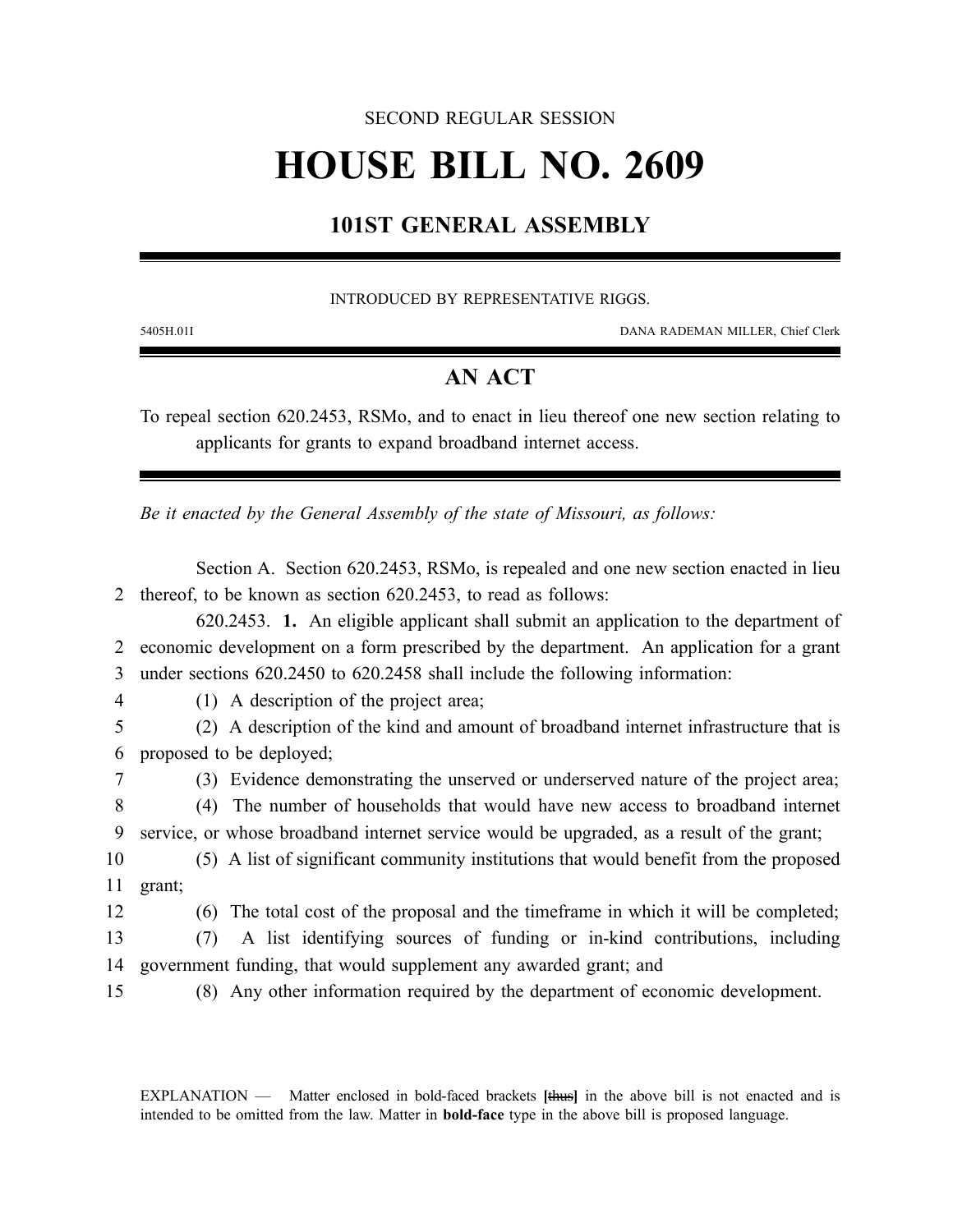SECOND REGULAR SESSION

# HOUSE BILL NO. 2609

## 101ST GENERAL ASSEMBLY

INTRODUCED BY REPRESENTATIVE RIGGS.

5405H.01I DANA RADEMAN MILLER, Chief Clerk

## AN ACT

To repeal section 620.2453, RSMo, and to enact in lieu thereof one new section relating to applicants for grants to expand broadband internet access.

*Be it enacted by the General Assembly of the state of Missouri, as follows:*

Section A. Section 620.2453, RSMo, is repealed and one new section enacted in lieu thereof, to be known as section 620.2453, to read as follows:

620.2453. **1.** An eligible applicant shall submit an application to the department of economic development on a form prescribed by the department. An application for a grant under sections 620.2450 to 620.2458 shall include the following information:

(1) A description of the project area;

(2) A description of the kind and amount of broadband internet infrastructure that is proposed to be deployed;

(3) Evidence demonstrating the unserved or underserved nature of the project area;

(4) The number of households that would have new access to broadband internet service, or whose broadband internet service would be upgraded, as a result of the grant;

(5) A list of significant community institutions that would benefit from the proposed grant;

(6) The total cost of the proposal and the timeframe in which it will be completed;

(7) A list identifying sources of funding or in-kind contributions, including government funding, that would supplement any awarded grant; and

(8) Any other information required by the department of economic development.

EXPLANATION — Matter enclosed in bold-faced brackets **[thus]** in the above bill is not enacted and is intended to be omitted from the law. Matter in **bold-face** type in the above bill is proposed language.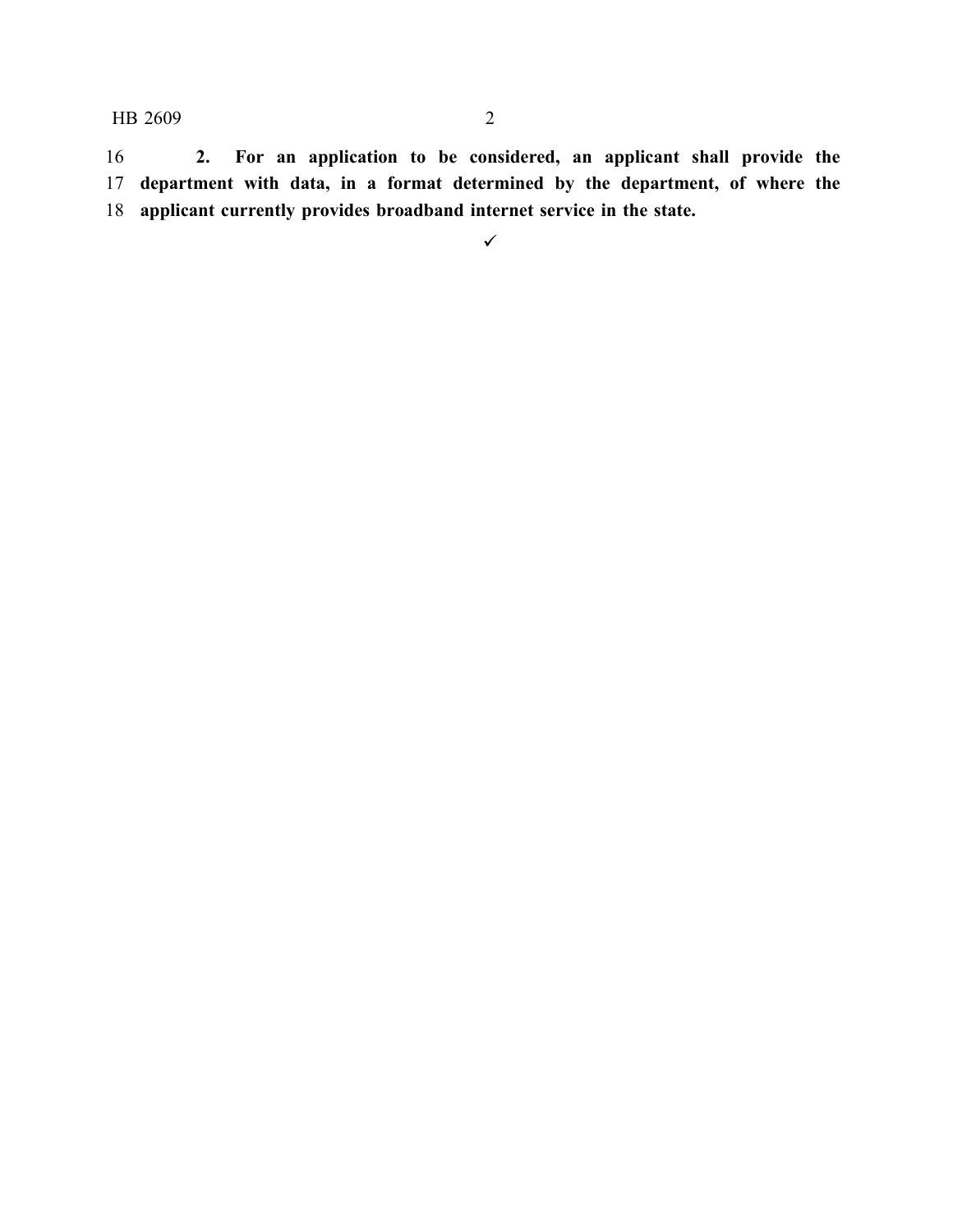**2. For an application to be considered, an applicant shall provide the department with data, in a format determined by the department, of where the applicant currently provides broadband internet service in the state.**

✓